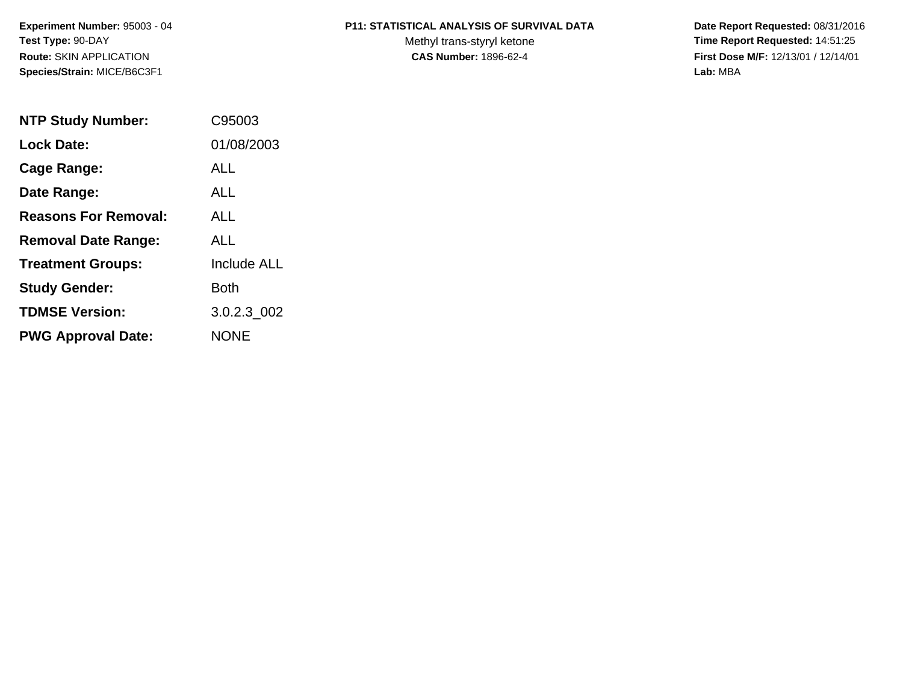**Experiment Number:** 95003 - 04
**Test Type:** 90-DAY
**Route:** SKIN APPLICATION
**Species/Strain:** MICE/B6C3F1

**P11: STATISTICAL ANALYSIS OF SURVIVAL DATA**
Methyl trans-styryl ketone
**CAS Number:** 1896-62-4

**Date Report Requested:** 08/31/2016
**Time Report Requested:** 14:51:25
**First Dose M/F:** 12/13/01 / 12/14/01
**Lab:** MBA

| | |
|---|---|
| **NTP Study Number:** | C95003 |
| **Lock Date:** | 01/08/2003 |
| **Cage Range:** | ALL |
| **Date Range:** | ALL |
| **Reasons For Removal:** | ALL |
| **Removal Date Range:** | ALL |
| **Treatment Groups:** | Include ALL |
| **Study Gender:** | Both |
| **TDMSE Version:** | 3.0.2.3_002 |
| **PWG Approval Date:** | NONE |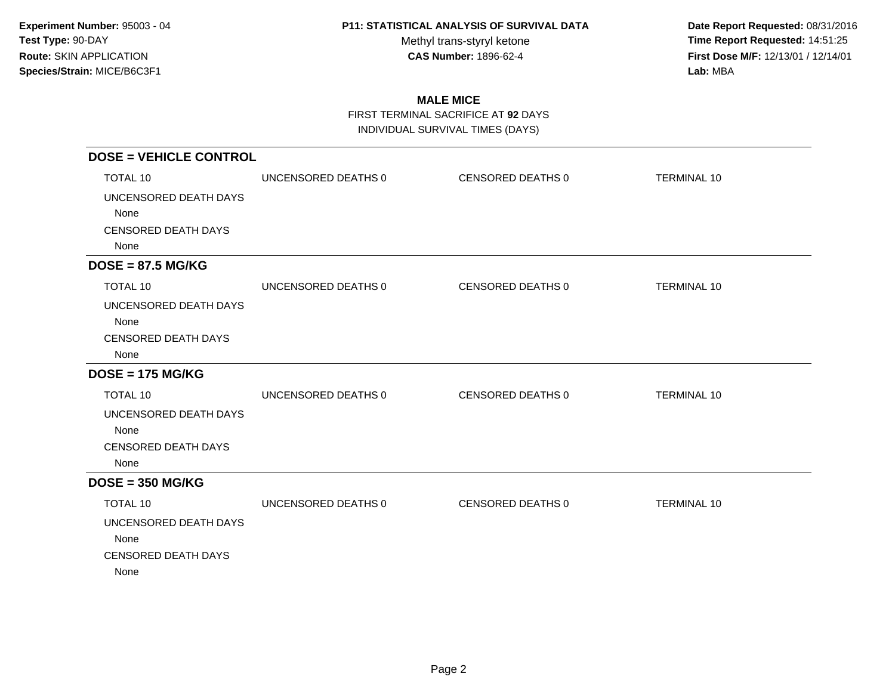**Experiment Number:** 95003 - 04
**Test Type:** 90-DAY
**Route:** SKIN APPLICATION
**Species/Strain:** MICE/B6C3F1

**P11: STATISTICAL ANALYSIS OF SURVIVAL DATA**
Methyl trans-styryl ketone
**CAS Number:** 1896-62-4

**Date Report Requested:** 08/31/2016
**Time Report Requested:** 14:51:25
**First Dose M/F:** 12/13/01 / 12/14/01
**Lab:** MBA

## MALE MICE

FIRST TERMINAL SACRIFICE AT **92** DAYS
INDIVIDUAL SURVIVAL TIMES (DAYS)

### DOSE = VEHICLE CONTROL

| TOTAL 10 | UNCENSORED DEATHS 0 | CENSORED DEATHS 0 | TERMINAL 10 |
|---|---|---|---|

UNCENSORED DEATH DAYS
None
CENSORED DEATH DAYS
None

### DOSE = 87.5 MG/KG

| TOTAL 10 | UNCENSORED DEATHS 0 | CENSORED DEATHS 0 | TERMINAL 10 |
|---|---|---|---|

UNCENSORED DEATH DAYS
None
CENSORED DEATH DAYS
None

### DOSE = 175 MG/KG

| TOTAL 10 | UNCENSORED DEATHS 0 | CENSORED DEATHS 0 | TERMINAL 10 |
|---|---|---|---|

UNCENSORED DEATH DAYS
None
CENSORED DEATH DAYS
None

### DOSE = 350 MG/KG

| TOTAL 10 | UNCENSORED DEATHS 0 | CENSORED DEATHS 0 | TERMINAL 10 |
|---|---|---|---|

UNCENSORED DEATH DAYS
None
CENSORED DEATH DAYS
None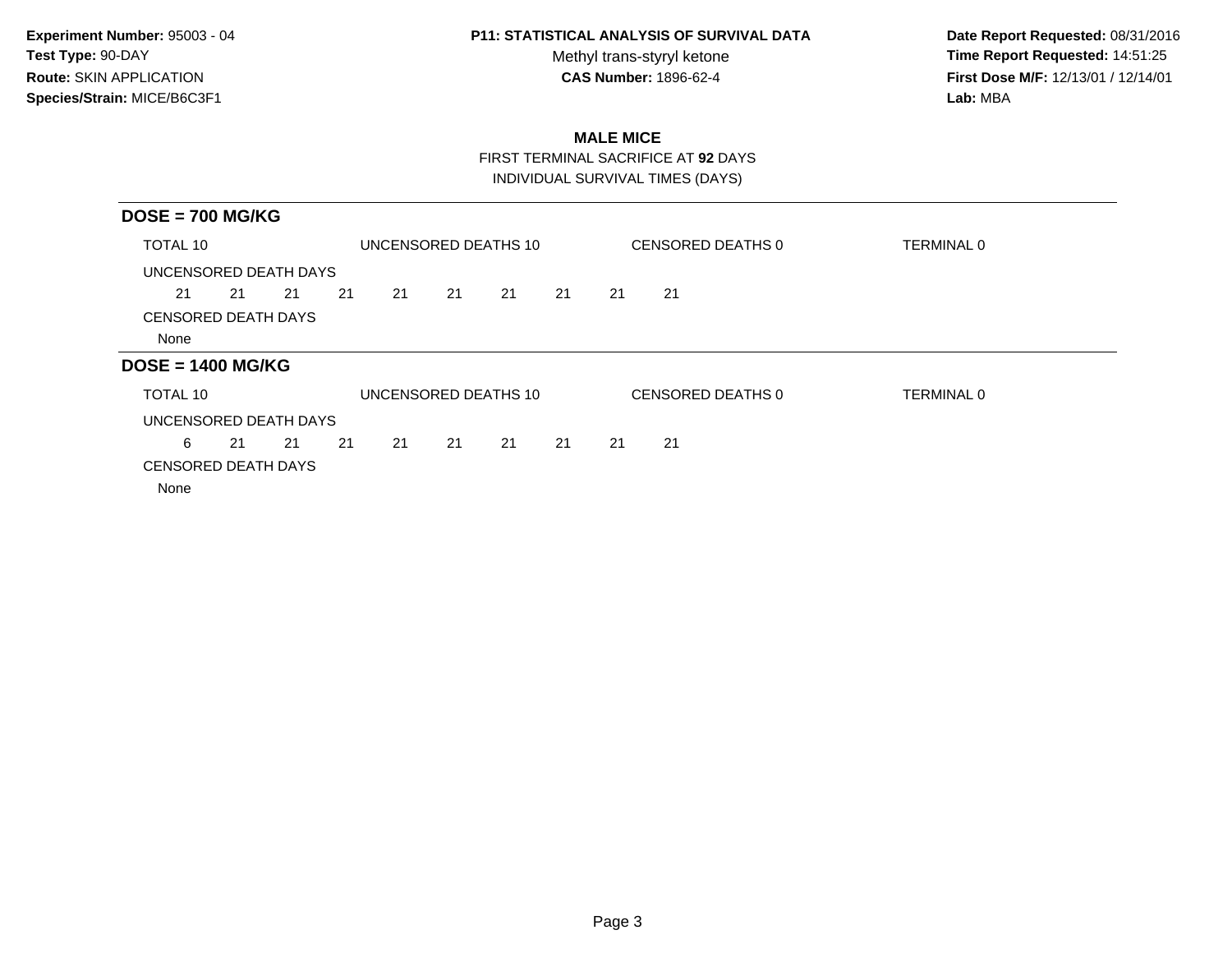**Experiment Number:** 95003 - 04
**Test Type:** 90-DAY
**Route:** SKIN APPLICATION
**Species/Strain:** MICE/B6C3F1

**P11: STATISTICAL ANALYSIS OF SURVIVAL DATA**
Methyl trans-styryl ketone
**CAS Number:** 1896-62-4

**Date Report Requested:** 08/31/2016
**Time Report Requested:** 14:51:25
**First Dose M/F:** 12/13/01 / 12/14/01
**Lab:** MBA

## MALE MICE

FIRST TERMINAL SACRIFICE AT **92** DAYS
INDIVIDUAL SURVIVAL TIMES (DAYS)

### DOSE = 700 MG/KG

TOTAL 10 | UNCENSORED DEATHS 10 | CENSORED DEATHS 0 | TERMINAL 0

UNCENSORED DEATH DAYS

21 21 21 21 21 21 21 21 21 21

CENSORED DEATH DAYS

None

### DOSE = 1400 MG/KG

TOTAL 10 | UNCENSORED DEATHS 10 | CENSORED DEATHS 0 | TERMINAL 0

UNCENSORED DEATH DAYS

6 21 21 21 21 21 21 21 21 21

CENSORED DEATH DAYS

None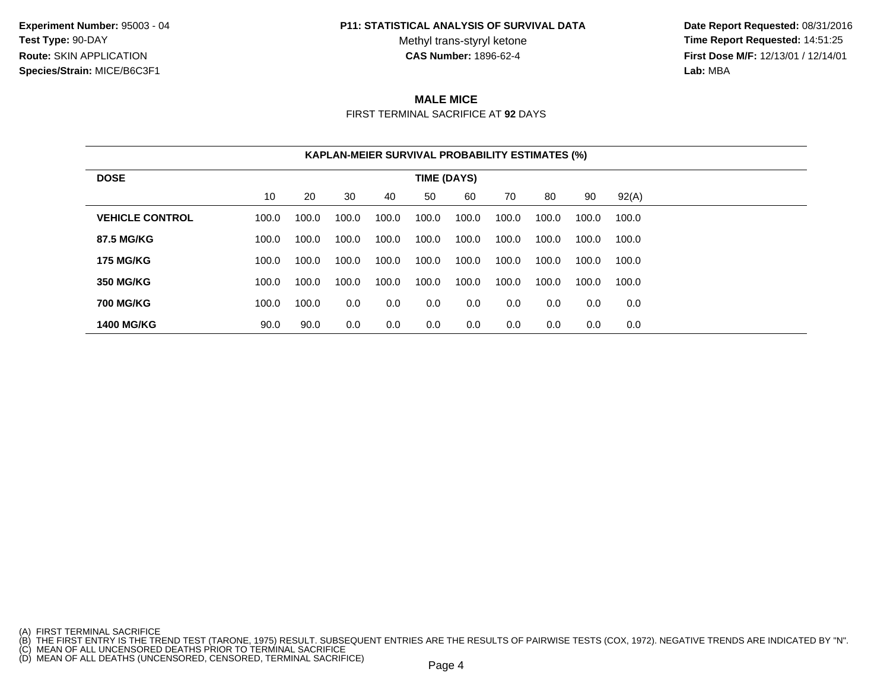**Experiment Number:** 95003 - 04
**Test Type:** 90-DAY
**Route:** SKIN APPLICATION
**Species/Strain:** MICE/B6C3F1

**P11: STATISTICAL ANALYSIS OF SURVIVAL DATA**
Methyl trans-styryl ketone
**CAS Number:** 1896-62-4

**Date Report Requested:** 08/31/2016
**Time Report Requested:** 14:51:25
**First Dose M/F:** 12/13/01 / 12/14/01
**Lab:** MBA

## MALE MICE

FIRST TERMINAL SACRIFICE AT **92** DAYS

**KAPLAN-MEIER SURVIVAL PROBABILITY ESTIMATES (%)**

| DOSE | TIME (DAYS) | | | | | | | | | |
|---|---|---|---|---|---|---|---|---|---|---|
| | 10 | 20 | 30 | 40 | 50 | 60 | 70 | 80 | 90 | 92(A) |
| **VEHICLE CONTROL** | 100.0 | 100.0 | 100.0 | 100.0 | 100.0 | 100.0 | 100.0 | 100.0 | 100.0 | 100.0 |
| **87.5 MG/KG** | 100.0 | 100.0 | 100.0 | 100.0 | 100.0 | 100.0 | 100.0 | 100.0 | 100.0 | 100.0 |
| **175 MG/KG** | 100.0 | 100.0 | 100.0 | 100.0 | 100.0 | 100.0 | 100.0 | 100.0 | 100.0 | 100.0 |
| **350 MG/KG** | 100.0 | 100.0 | 100.0 | 100.0 | 100.0 | 100.0 | 100.0 | 100.0 | 100.0 | 100.0 |
| **700 MG/KG** | 100.0 | 100.0 | 0.0 | 0.0 | 0.0 | 0.0 | 0.0 | 0.0 | 0.0 | 0.0 |
| **1400 MG/KG** | 90.0 | 90.0 | 0.0 | 0.0 | 0.0 | 0.0 | 0.0 | 0.0 | 0.0 | 0.0 |

(A) FIRST TERMINAL SACRIFICE
(B) THE FIRST ENTRY IS THE TREND TEST (TARONE, 1975) RESULT. SUBSEQUENT ENTRIES ARE THE RESULTS OF PAIRWISE TESTS (COX, 1972). NEGATIVE TRENDS ARE INDICATED BY "N".
(C) MEAN OF ALL UNCENSORED DEATHS PRIOR TO TERMINAL SACRIFICE
(D) MEAN OF ALL DEATHS (UNCENSORED, CENSORED, TERMINAL SACRIFICE)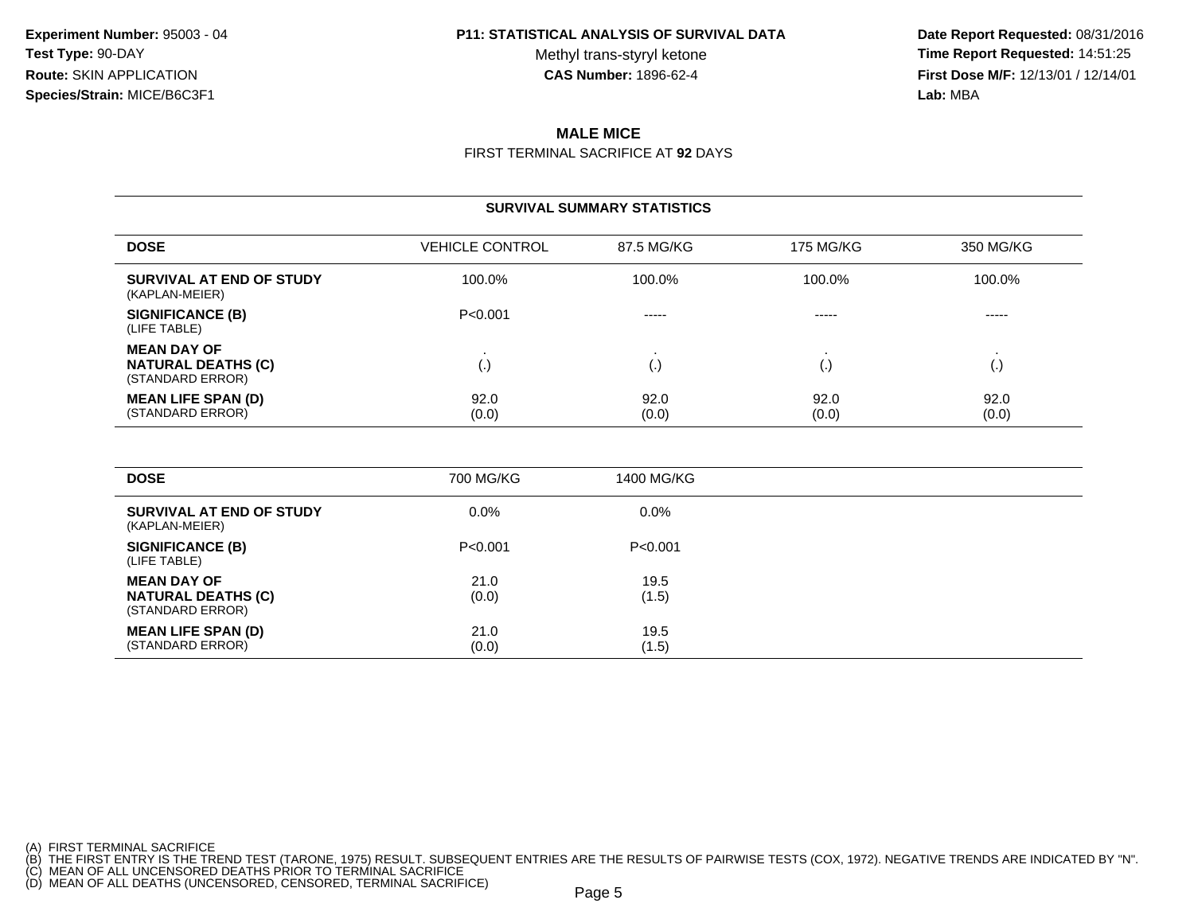**Experiment Number:** 95003 - 04
**Test Type:** 90-DAY
**Route:** SKIN APPLICATION
**Species/Strain:** MICE/B6C3F1

**P11: STATISTICAL ANALYSIS OF SURVIVAL DATA**
Methyl trans-styryl ketone
**CAS Number:** 1896-62-4

**Date Report Requested:** 08/31/2016
**Time Report Requested:** 14:51:25
**First Dose M/F:** 12/13/01 / 12/14/01
**Lab:** MBA

## MALE MICE

FIRST TERMINAL SACRIFICE AT **92** DAYS

### SURVIVAL SUMMARY STATISTICS

| DOSE | VEHICLE CONTROL | 87.5 MG/KG | 175 MG/KG | 350 MG/KG |
|---|---|---|---|---|
| **SURVIVAL AT END OF STUDY** (KAPLAN-MEIER) | 100.0% | 100.0% | 100.0% | 100.0% |
| **SIGNIFICANCE (B)** (LIFE TABLE) | P<0.001 | ----- | ----- | ----- |
| **MEAN DAY OF NATURAL DEATHS (C)** (STANDARD ERROR) | . (.) | . (.) | . (.) | . (.) |
| **MEAN LIFE SPAN (D)** (STANDARD ERROR) | 92.0 (0.0) | 92.0 (0.0) | 92.0 (0.0) | 92.0 (0.0) |

| DOSE | 700 MG/KG | 1400 MG/KG |
|---|---|---|
| **SURVIVAL AT END OF STUDY** (KAPLAN-MEIER) | 0.0% | 0.0% |
| **SIGNIFICANCE (B)** (LIFE TABLE) | P<0.001 | P<0.001 |
| **MEAN DAY OF NATURAL DEATHS (C)** (STANDARD ERROR) | 21.0 (0.0) | 19.5 (1.5) |
| **MEAN LIFE SPAN (D)** (STANDARD ERROR) | 21.0 (0.0) | 19.5 (1.5) |

(A) FIRST TERMINAL SACRIFICE
(B) THE FIRST ENTRY IS THE TREND TEST (TARONE, 1975) RESULT. SUBSEQUENT ENTRIES ARE THE RESULTS OF PAIRWISE TESTS (COX, 1972). NEGATIVE TRENDS ARE INDICATED BY "N".
(C) MEAN OF ALL UNCENSORED DEATHS PRIOR TO TERMINAL SACRIFICE
(D) MEAN OF ALL DEATHS (UNCENSORED, CENSORED, TERMINAL SACRIFICE)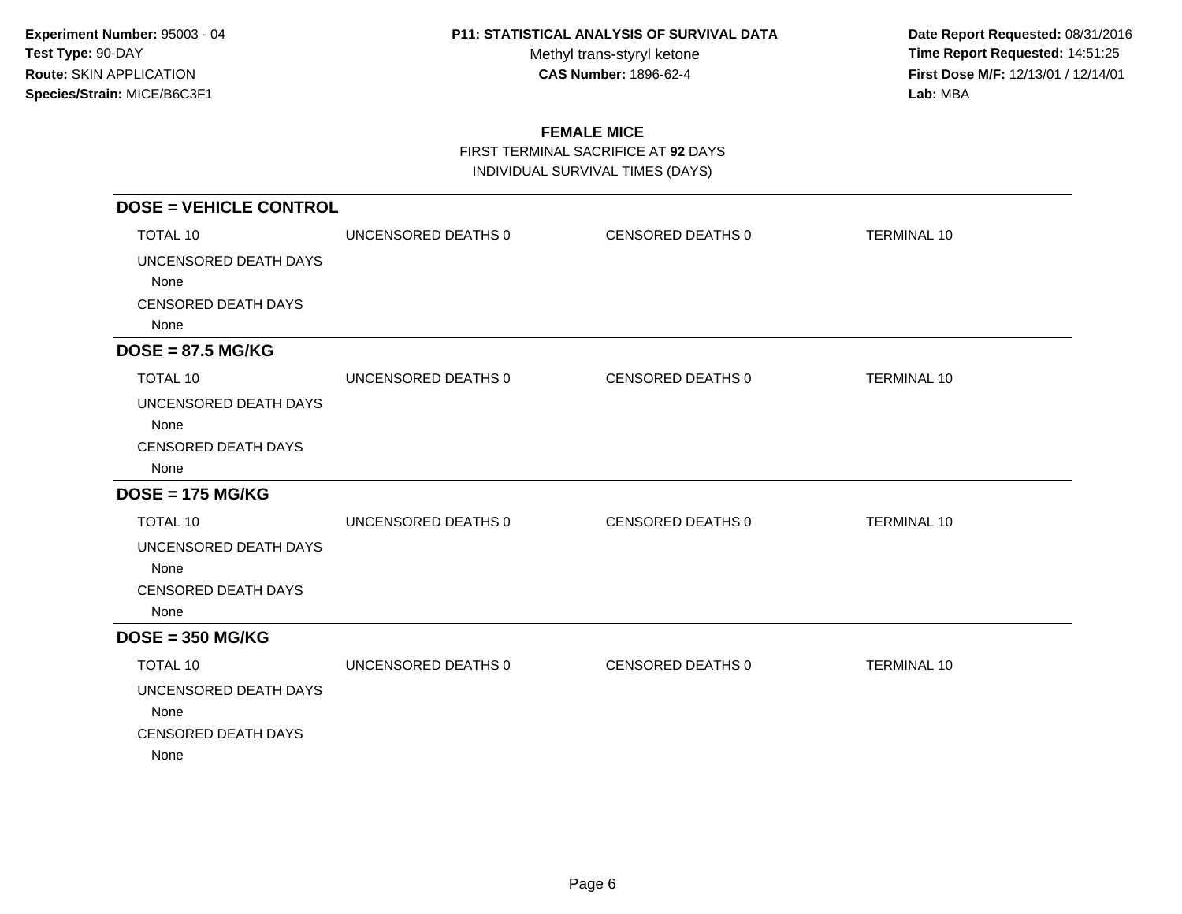**Experiment Number:** 95003 - 04
**Test Type:** 90-DAY
**Route:** SKIN APPLICATION
**Species/Strain:** MICE/B6C3F1

**P11: STATISTICAL ANALYSIS OF SURVIVAL DATA**
Methyl trans-styryl ketone
**CAS Number:** 1896-62-4

**Date Report Requested:** 08/31/2016
**Time Report Requested:** 14:51:25
**First Dose M/F:** 12/13/01 / 12/14/01
**Lab:** MBA

## FEMALE MICE

FIRST TERMINAL SACRIFICE AT **92** DAYS
INDIVIDUAL SURVIVAL TIMES (DAYS)

### DOSE = VEHICLE CONTROL

| TOTAL 10 | UNCENSORED DEATHS 0 | CENSORED DEATHS 0 | TERMINAL 10 |
|---|---|---|---|

UNCENSORED DEATH DAYS
None
CENSORED DEATH DAYS
None

### DOSE = 87.5 MG/KG

| TOTAL 10 | UNCENSORED DEATHS 0 | CENSORED DEATHS 0 | TERMINAL 10 |
|---|---|---|---|

UNCENSORED DEATH DAYS
None
CENSORED DEATH DAYS
None

### DOSE = 175 MG/KG

| TOTAL 10 | UNCENSORED DEATHS 0 | CENSORED DEATHS 0 | TERMINAL 10 |
|---|---|---|---|

UNCENSORED DEATH DAYS
None
CENSORED DEATH DAYS
None

### DOSE = 350 MG/KG

| TOTAL 10 | UNCENSORED DEATHS 0 | CENSORED DEATHS 0 | TERMINAL 10 |
|---|---|---|---|

UNCENSORED DEATH DAYS
None
CENSORED DEATH DAYS
None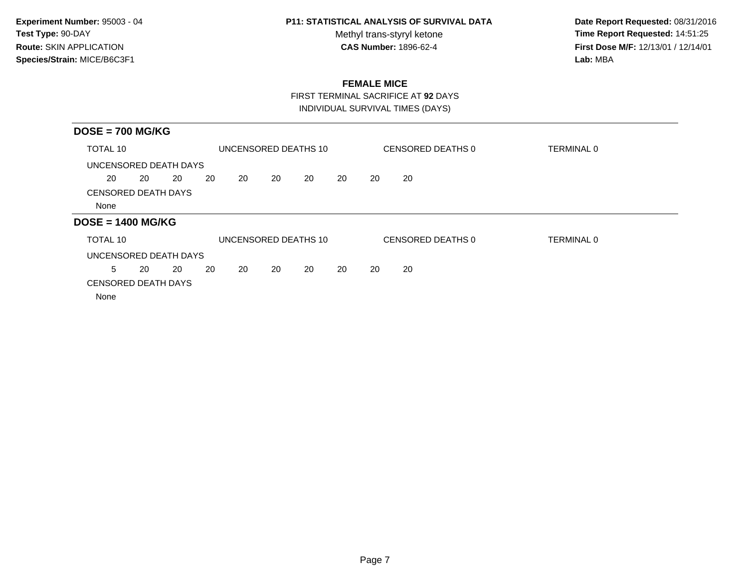Experiment Number: 95003 - 04
Test Type: 90-DAY
Route: SKIN APPLICATION
Species/Strain: MICE/B6C3F1

**P11: STATISTICAL ANALYSIS OF SURVIVAL DATA**
Methyl trans-styryl ketone
**CAS Number:** 1896-62-4

**Date Report Requested:** 08/31/2016
**Time Report Requested:** 14:51:25
**First Dose M/F:** 12/13/01 / 12/14/01
**Lab:** MBA

## FEMALE MICE

FIRST TERMINAL SACRIFICE AT **92** DAYS
INDIVIDUAL SURVIVAL TIMES (DAYS)

### DOSE = 700 MG/KG

TOTAL 10 UNCENSORED DEATHS 10 CENSORED DEATHS 0 TERMINAL 0

UNCENSORED DEATH DAYS

20 20 20 20 20 20 20 20 20 20

CENSORED DEATH DAYS

None

### DOSE = 1400 MG/KG

TOTAL 10 UNCENSORED DEATHS 10 CENSORED DEATHS 0 TERMINAL 0

UNCENSORED DEATH DAYS

5 20 20 20 20 20 20 20 20 20

CENSORED DEATH DAYS

None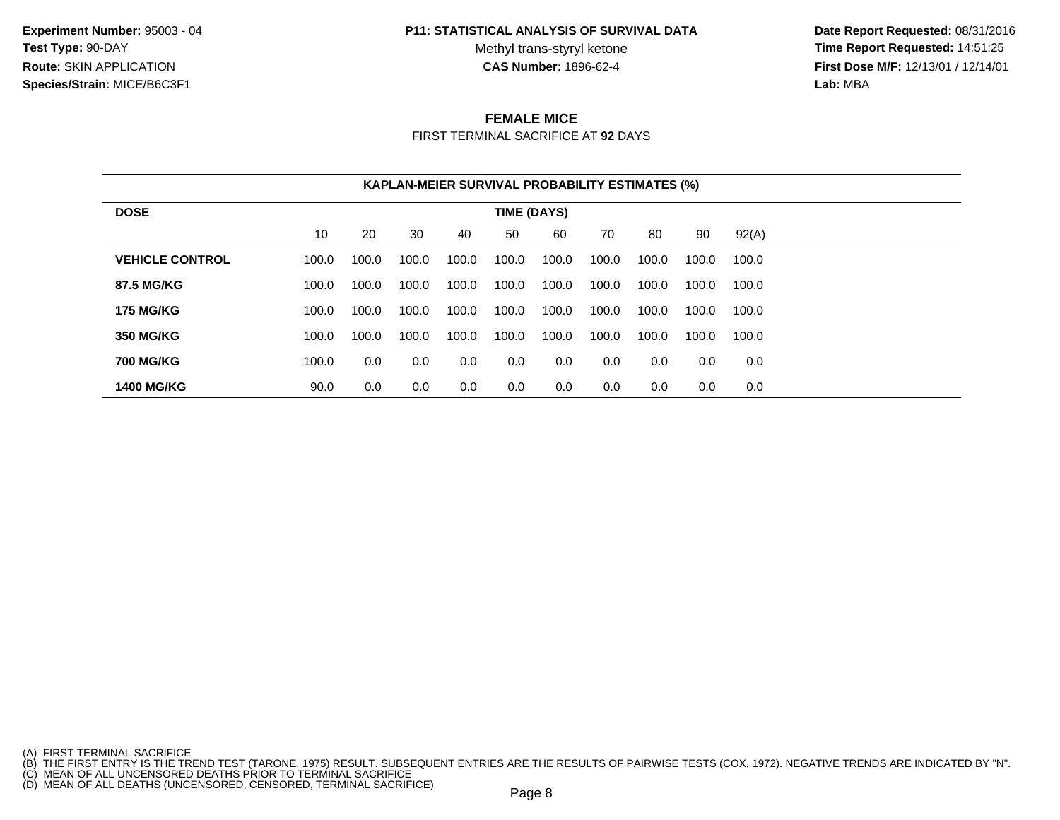**Experiment Number:** 95003 - 04
**Test Type:** 90-DAY
**Route:** SKIN APPLICATION
**Species/Strain:** MICE/B6C3F1

**P11: STATISTICAL ANALYSIS OF SURVIVAL DATA**
Methyl trans-styryl ketone
**CAS Number:** 1896-62-4

**Date Report Requested:** 08/31/2016
**Time Report Requested:** 14:51:25
**First Dose M/F:** 12/13/01 / 12/14/01
**Lab:** MBA

## FEMALE MICE

FIRST TERMINAL SACRIFICE AT **92** DAYS

**KAPLAN-MEIER SURVIVAL PROBABILITY ESTIMATES (%)**

| DOSE | TIME (DAYS) | | | | | | | | | |
|---|---|---|---|---|---|---|---|---|---|---|
| | 10 | 20 | 30 | 40 | 50 | 60 | 70 | 80 | 90 | 92(A) |
| **VEHICLE CONTROL** | 100.0 | 100.0 | 100.0 | 100.0 | 100.0 | 100.0 | 100.0 | 100.0 | 100.0 | 100.0 |
| **87.5 MG/KG** | 100.0 | 100.0 | 100.0 | 100.0 | 100.0 | 100.0 | 100.0 | 100.0 | 100.0 | 100.0 |
| **175 MG/KG** | 100.0 | 100.0 | 100.0 | 100.0 | 100.0 | 100.0 | 100.0 | 100.0 | 100.0 | 100.0 |
| **350 MG/KG** | 100.0 | 100.0 | 100.0 | 100.0 | 100.0 | 100.0 | 100.0 | 100.0 | 100.0 | 100.0 |
| **700 MG/KG** | 100.0 | 0.0 | 0.0 | 0.0 | 0.0 | 0.0 | 0.0 | 0.0 | 0.0 | 0.0 |
| **1400 MG/KG** | 90.0 | 0.0 | 0.0 | 0.0 | 0.0 | 0.0 | 0.0 | 0.0 | 0.0 | 0.0 |

(A) FIRST TERMINAL SACRIFICE
(B) THE FIRST ENTRY IS THE TREND TEST (TARONE, 1975) RESULT. SUBSEQUENT ENTRIES ARE THE RESULTS OF PAIRWISE TESTS (COX, 1972). NEGATIVE TRENDS ARE INDICATED BY "N".
(C) MEAN OF ALL UNCENSORED DEATHS PRIOR TO TERMINAL SACRIFICE
(D) MEAN OF ALL DEATHS (UNCENSORED, CENSORED, TERMINAL SACRIFICE)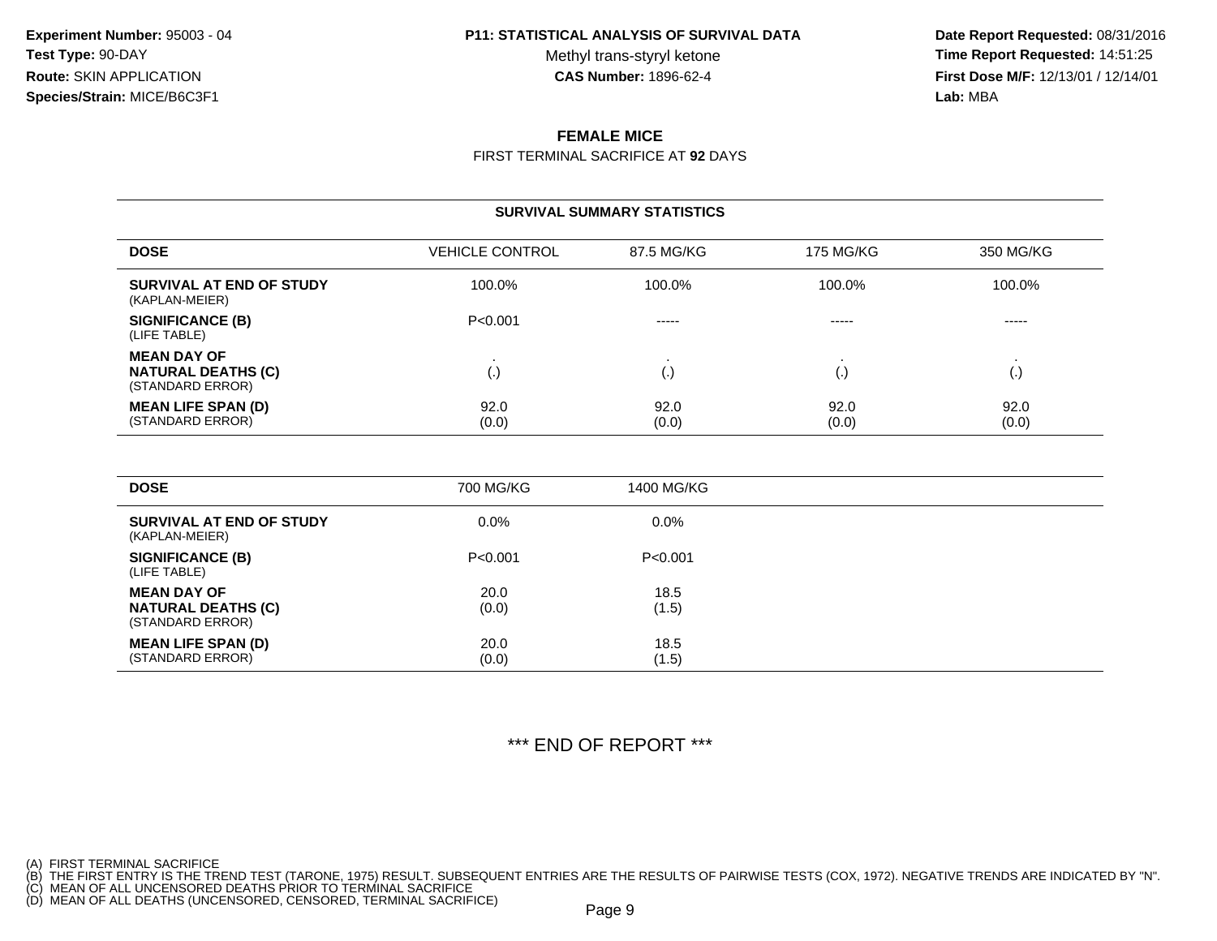**Experiment Number:** 95003 - 04
**Test Type:** 90-DAY
**Route:** SKIN APPLICATION
**Species/Strain:** MICE/B6C3F1

**P11: STATISTICAL ANALYSIS OF SURVIVAL DATA**
Methyl trans-styryl ketone
**CAS Number:** 1896-62-4

**Date Report Requested:** 08/31/2016
**Time Report Requested:** 14:51:25
**First Dose M/F:** 12/13/01 / 12/14/01
**Lab:** MBA

## FEMALE MICE

FIRST TERMINAL SACRIFICE AT **92** DAYS

### SURVIVAL SUMMARY STATISTICS

| DOSE | VEHICLE CONTROL | 87.5 MG/KG | 175 MG/KG | 350 MG/KG |
|---|---|---|---|---|
| **SURVIVAL AT END OF STUDY** (KAPLAN-MEIER) | 100.0% | 100.0% | 100.0% | 100.0% |
| **SIGNIFICANCE (B)** (LIFE TABLE) | P<0.001 | ----- | ----- | ----- |
| **MEAN DAY OF NATURAL DEATHS (C)** (STANDARD ERROR) | . (.) | . (.) | . (.) | . (.) |
| **MEAN LIFE SPAN (D)** (STANDARD ERROR) | 92.0 (0.0) | 92.0 (0.0) | 92.0 (0.0) | 92.0 (0.0) |

| DOSE | 700 MG/KG | 1400 MG/KG |
|---|---|---|
| **SURVIVAL AT END OF STUDY** (KAPLAN-MEIER) | 0.0% | 0.0% |
| **SIGNIFICANCE (B)** (LIFE TABLE) | P<0.001 | P<0.001 |
| **MEAN DAY OF NATURAL DEATHS (C)** (STANDARD ERROR) | 20.0 (0.0) | 18.5 (1.5) |
| **MEAN LIFE SPAN (D)** (STANDARD ERROR) | 20.0 (0.0) | 18.5 (1.5) |

\*\*\* END OF REPORT \*\*\*

(A) FIRST TERMINAL SACRIFICE
(B) THE FIRST ENTRY IS THE TREND TEST (TARONE, 1975) RESULT. SUBSEQUENT ENTRIES ARE THE RESULTS OF PAIRWISE TESTS (COX, 1972). NEGATIVE TRENDS ARE INDICATED BY "N".
(C) MEAN OF ALL UNCENSORED DEATHS PRIOR TO TERMINAL SACRIFICE
(D) MEAN OF ALL DEATHS (UNCENSORED, CENSORED, TERMINAL SACRIFICE)